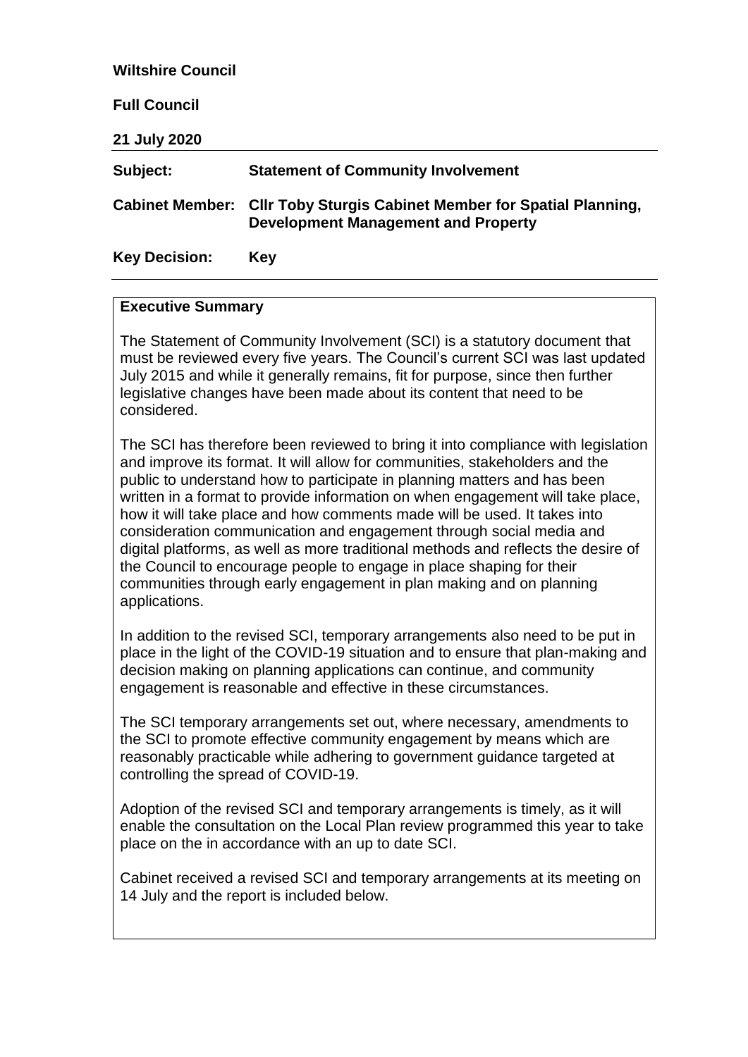**Wiltshire Council**

**Full Council**

**21 July 2020**

| | |
|---|---|
| **Subject:** | **Statement of Community Involvement** |
| **Cabinet Member:** | **Cllr Toby Sturgis Cabinet Member for Spatial Planning, Development Management and Property** |
| **Key Decision:** | **Key** |

**Executive Summary**

The Statement of Community Involvement (SCI) is a statutory document that must be reviewed every five years. The Council's current SCI was last updated July 2015 and while it generally remains, fit for purpose, since then further legislative changes have been made about its content that need to be considered.

The SCI has therefore been reviewed to bring it into compliance with legislation and improve its format. It will allow for communities, stakeholders and the public to understand how to participate in planning matters and has been written in a format to provide information on when engagement will take place, how it will take place and how comments made will be used. It takes into consideration communication and engagement through social media and digital platforms, as well as more traditional methods and reflects the desire of the Council to encourage people to engage in place shaping for their communities through early engagement in plan making and on planning applications.

In addition to the revised SCI, temporary arrangements also need to be put in place in the light of the COVID-19 situation and to ensure that plan-making and decision making on planning applications can continue, and community engagement is reasonable and effective in these circumstances.

The SCI temporary arrangements set out, where necessary, amendments to the SCI to promote effective community engagement by means which are reasonably practicable while adhering to government guidance targeted at controlling the spread of COVID-19.

Adoption of the revised SCI and temporary arrangements is timely, as it will enable the consultation on the Local Plan review programmed this year to take place on the in accordance with an up to date SCI.

Cabinet received a revised SCI and temporary arrangements at its meeting on 14 July and the report is included below.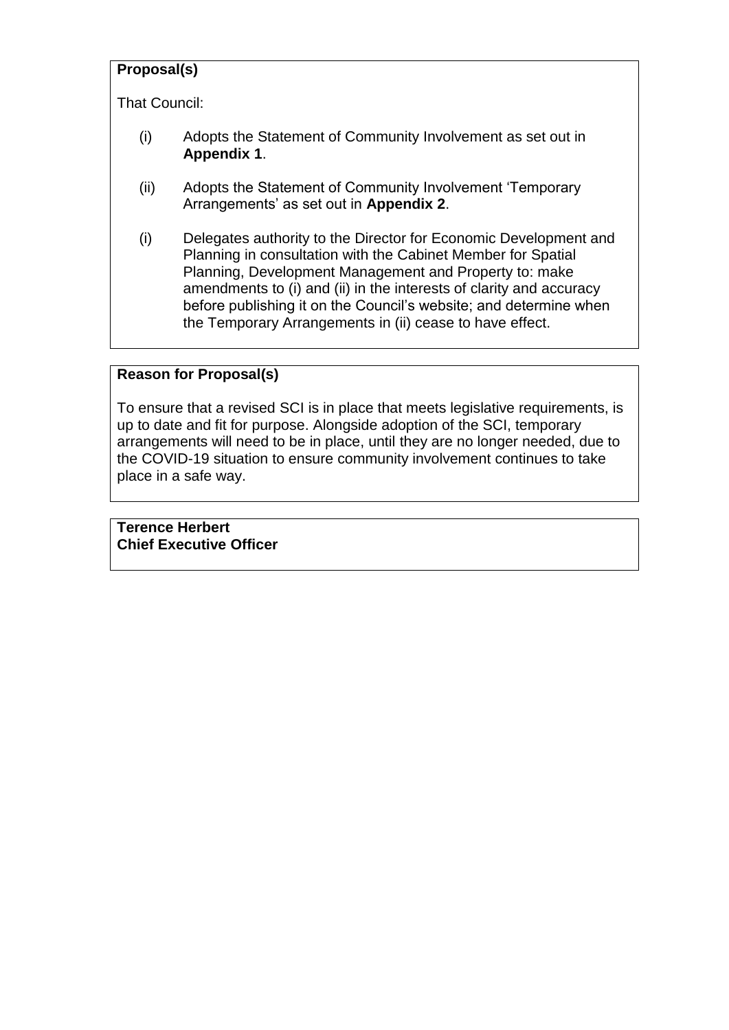**Proposal(s)**

That Council:

(i) Adopts the Statement of Community Involvement as set out in **Appendix 1**.

(ii) Adopts the Statement of Community Involvement 'Temporary Arrangements' as set out in **Appendix 2**.

(i) Delegates authority to the Director for Economic Development and Planning in consultation with the Cabinet Member for Spatial Planning, Development Management and Property to: make amendments to (i) and (ii) in the interests of clarity and accuracy before publishing it on the Council's website; and determine when the Temporary Arrangements in (ii) cease to have effect.

**Reason for Proposal(s)**

To ensure that a revised SCI is in place that meets legislative requirements, is up to date and fit for purpose. Alongside adoption of the SCI, temporary arrangements will need to be in place, until they are no longer needed, due to the COVID-19 situation to ensure community involvement continues to take place in a safe way.

**Terence Herbert**
**Chief Executive Officer**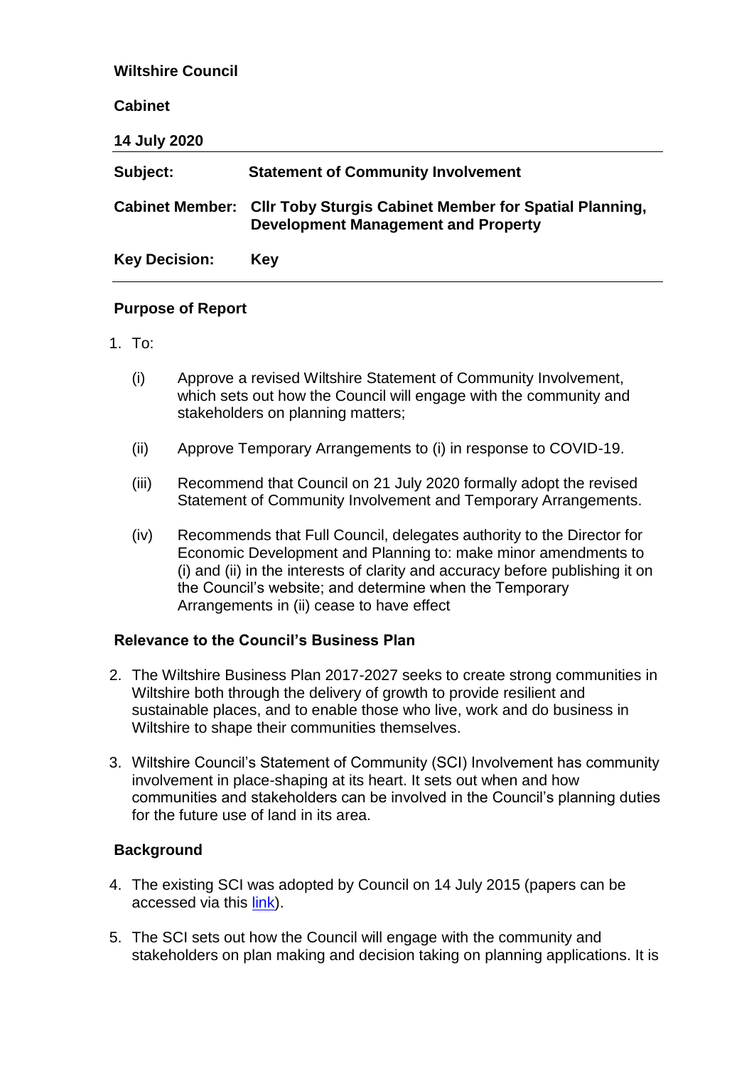**Wiltshire Council**

**Cabinet**

**14 July 2020**

| | |
|---|---|
| **Subject:** | **Statement of Community Involvement** |
| **Cabinet Member:** | **Cllr Toby Sturgis Cabinet Member for Spatial Planning, Development Management and Property** |
| **Key Decision:** | **Key** |

## Purpose of Report

1. To:

   (i) Approve a revised Wiltshire Statement of Community Involvement, which sets out how the Council will engage with the community and stakeholders on planning matters;

   (ii) Approve Temporary Arrangements to (i) in response to COVID-19.

   (iii) Recommend that Council on 21 July 2020 formally adopt the revised Statement of Community Involvement and Temporary Arrangements.

   (iv) Recommends that Full Council, delegates authority to the Director for Economic Development and Planning to: make minor amendments to (i) and (ii) in the interests of clarity and accuracy before publishing it on the Council's website; and determine when the Temporary Arrangements in (ii) cease to have effect

## Relevance to the Council's Business Plan

2. The Wiltshire Business Plan 2017-2027 seeks to create strong communities in Wiltshire both through the delivery of growth to provide resilient and sustainable places, and to enable those who live, work and do business in Wiltshire to shape their communities themselves.

3. Wiltshire Council's Statement of Community (SCI) Involvement has community involvement in place-shaping at its heart. It sets out when and how communities and stakeholders can be involved in the Council's planning duties for the future use of land in its area.

## Background

4. The existing SCI was adopted by Council on 14 July 2015 (papers can be accessed via this link).

5. The SCI sets out how the Council will engage with the community and stakeholders on plan making and decision taking on planning applications. It is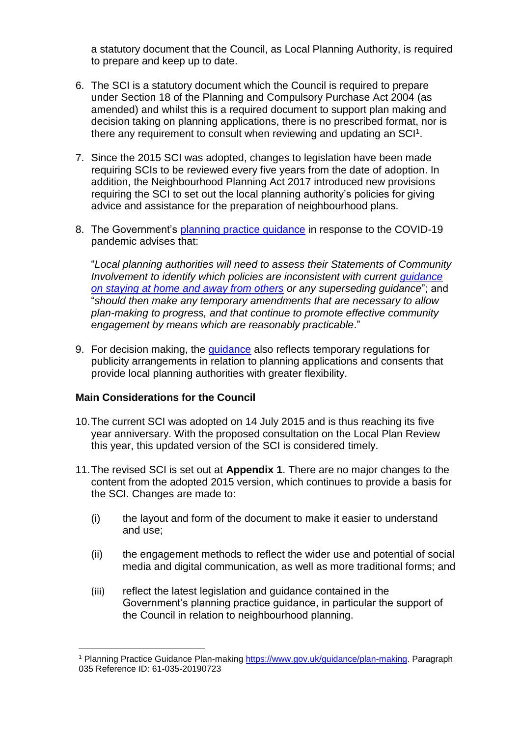a statutory document that the Council, as Local Planning Authority, is required to prepare and keep up to date.

6. The SCI is a statutory document which the Council is required to prepare under Section 18 of the Planning and Compulsory Purchase Act 2004 (as amended) and whilst this is a required document to support plan making and decision taking on planning applications, there is no prescribed format, nor is there any requirement to consult when reviewing and updating an SCI[1].

7. Since the 2015 SCI was adopted, changes to legislation have been made requiring SCIs to be reviewed every five years from the date of adoption. In addition, the Neighbourhood Planning Act 2017 introduced new provisions requiring the SCI to set out the local planning authority's policies for giving advice and assistance for the preparation of neighbourhood plans.

8. The Government's planning practice guidance in response to the COVID-19 pandemic advises that:

   "*Local planning authorities will need to assess their Statements of Community Involvement to identify which policies are inconsistent with current guidance on staying at home and away from others or any superseding guidance*"; and "*should then make any temporary amendments that are necessary to allow plan-making to progress, and that continue to promote effective community engagement by means which are reasonably practicable*."

9. For decision making, the guidance also reflects temporary regulations for publicity arrangements in relation to planning applications and consents that provide local planning authorities with greater flexibility.

**Main Considerations for the Council**

10. The current SCI was adopted on 14 July 2015 and is thus reaching its five year anniversary. With the proposed consultation on the Local Plan Review this year, this updated version of the SCI is considered timely.

11. The revised SCI is set out at **Appendix 1**. There are no major changes to the content from the adopted 2015 version, which continues to provide a basis for the SCI. Changes are made to:

    (i) the layout and form of the document to make it easier to understand and use;

    (ii) the engagement methods to reflect the wider use and potential of social media and digital communication, as well as more traditional forms; and

    (iii) reflect the latest legislation and guidance contained in the Government's planning practice guidance, in particular the support of the Council in relation to neighbourhood planning.

---

[1] Planning Practice Guidance Plan-making https://www.gov.uk/guidance/plan-making. Paragraph 035 Reference ID: 61-035-20190723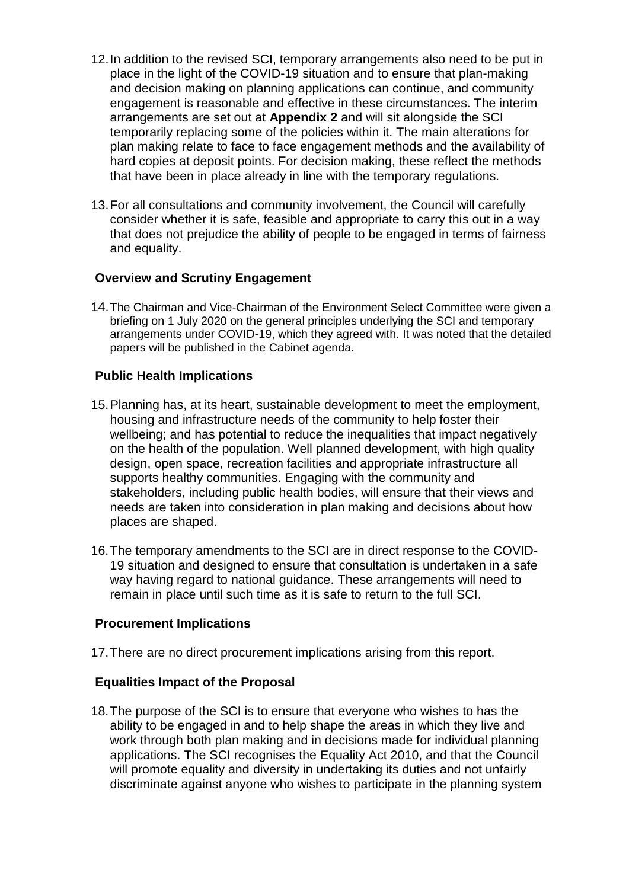12. In addition to the revised SCI, temporary arrangements also need to be put in place in the light of the COVID-19 situation and to ensure that plan-making and decision making on planning applications can continue, and community engagement is reasonable and effective in these circumstances. The interim arrangements are set out at **Appendix 2** and will sit alongside the SCI temporarily replacing some of the policies within it. The main alterations for plan making relate to face to face engagement methods and the availability of hard copies at deposit points. For decision making, these reflect the methods that have been in place already in line with the temporary regulations.

13. For all consultations and community involvement, the Council will carefully consider whether it is safe, feasible and appropriate to carry this out in a way that does not prejudice the ability of people to be engaged in terms of fairness and equality.

### Overview and Scrutiny Engagement

14. The Chairman and Vice-Chairman of the Environment Select Committee were given a briefing on 1 July 2020 on the general principles underlying the SCI and temporary arrangements under COVID-19, which they agreed with. It was noted that the detailed papers will be published in the Cabinet agenda.

### Public Health Implications

15. Planning has, at its heart, sustainable development to meet the employment, housing and infrastructure needs of the community to help foster their wellbeing; and has potential to reduce the inequalities that impact negatively on the health of the population. Well planned development, with high quality design, open space, recreation facilities and appropriate infrastructure all supports healthy communities. Engaging with the community and stakeholders, including public health bodies, will ensure that their views and needs are taken into consideration in plan making and decisions about how places are shaped.

16. The temporary amendments to the SCI are in direct response to the COVID-19 situation and designed to ensure that consultation is undertaken in a safe way having regard to national guidance. These arrangements will need to remain in place until such time as it is safe to return to the full SCI.

### Procurement Implications

17. There are no direct procurement implications arising from this report.

### Equalities Impact of the Proposal

18. The purpose of the SCI is to ensure that everyone who wishes to has the ability to be engaged in and to help shape the areas in which they live and work through both plan making and in decisions made for individual planning applications. The SCI recognises the Equality Act 2010, and that the Council will promote equality and diversity in undertaking its duties and not unfairly discriminate against anyone who wishes to participate in the planning system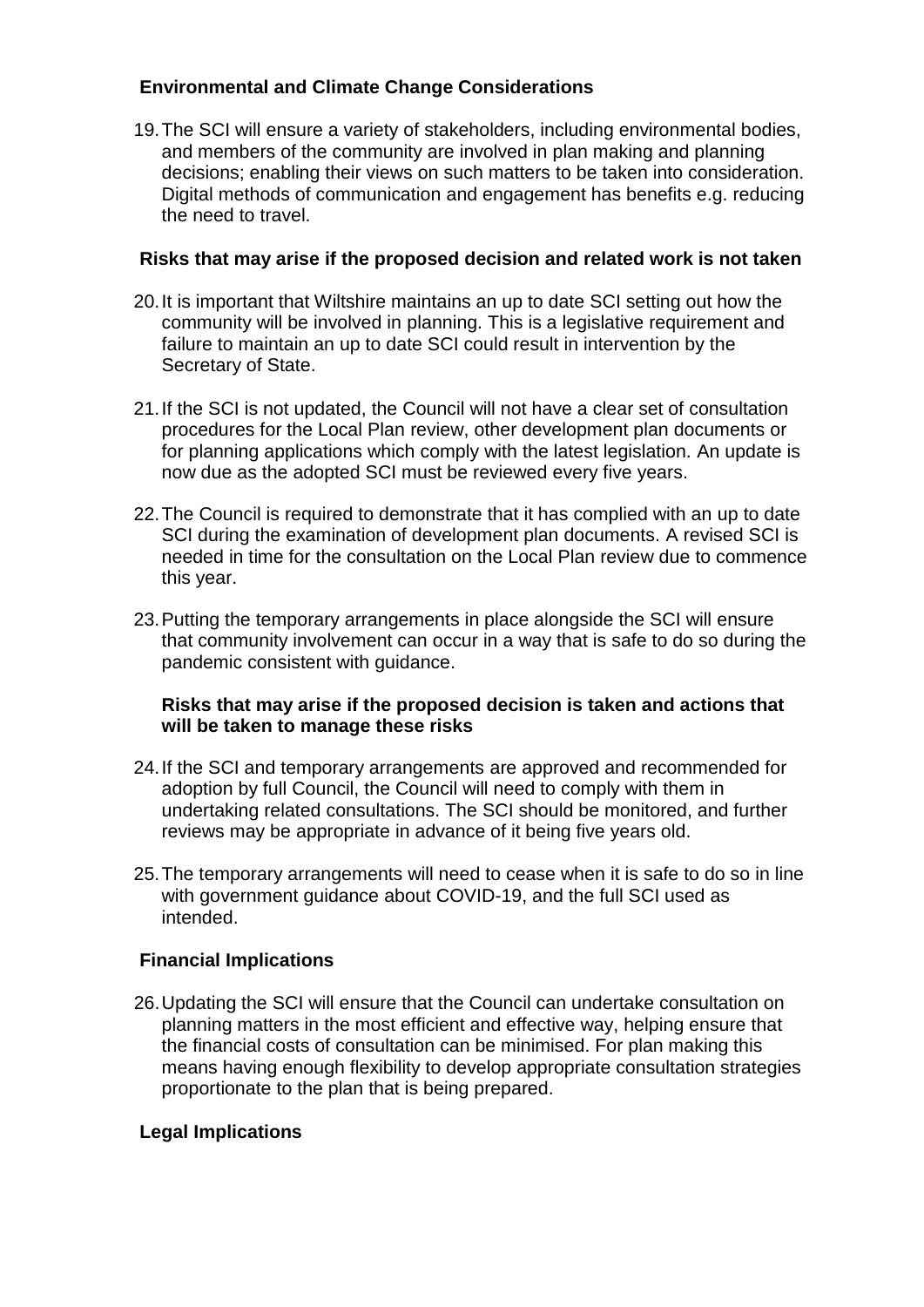**Environmental and Climate Change Considerations**

19. The SCI will ensure a variety of stakeholders, including environmental bodies, and members of the community are involved in plan making and planning decisions; enabling their views on such matters to be taken into consideration. Digital methods of communication and engagement has benefits e.g. reducing the need to travel.

**Risks that may arise if the proposed decision and related work is not taken**

20. It is important that Wiltshire maintains an up to date SCI setting out how the community will be involved in planning. This is a legislative requirement and failure to maintain an up to date SCI could result in intervention by the Secretary of State.

21. If the SCI is not updated, the Council will not have a clear set of consultation procedures for the Local Plan review, other development plan documents or for planning applications which comply with the latest legislation. An update is now due as the adopted SCI must be reviewed every five years.

22. The Council is required to demonstrate that it has complied with an up to date SCI during the examination of development plan documents. A revised SCI is needed in time for the consultation on the Local Plan review due to commence this year.

23. Putting the temporary arrangements in place alongside the SCI will ensure that community involvement can occur in a way that is safe to do so during the pandemic consistent with guidance.

**Risks that may arise if the proposed decision is taken and actions that will be taken to manage these risks**

24. If the SCI and temporary arrangements are approved and recommended for adoption by full Council, the Council will need to comply with them in undertaking related consultations. The SCI should be monitored, and further reviews may be appropriate in advance of it being five years old.

25. The temporary arrangements will need to cease when it is safe to do so in line with government guidance about COVID-19, and the full SCI used as intended.

**Financial Implications**

26. Updating the SCI will ensure that the Council can undertake consultation on planning matters in the most efficient and effective way, helping ensure that the financial costs of consultation can be minimised. For plan making this means having enough flexibility to develop appropriate consultation strategies proportionate to the plan that is being prepared.

**Legal Implications**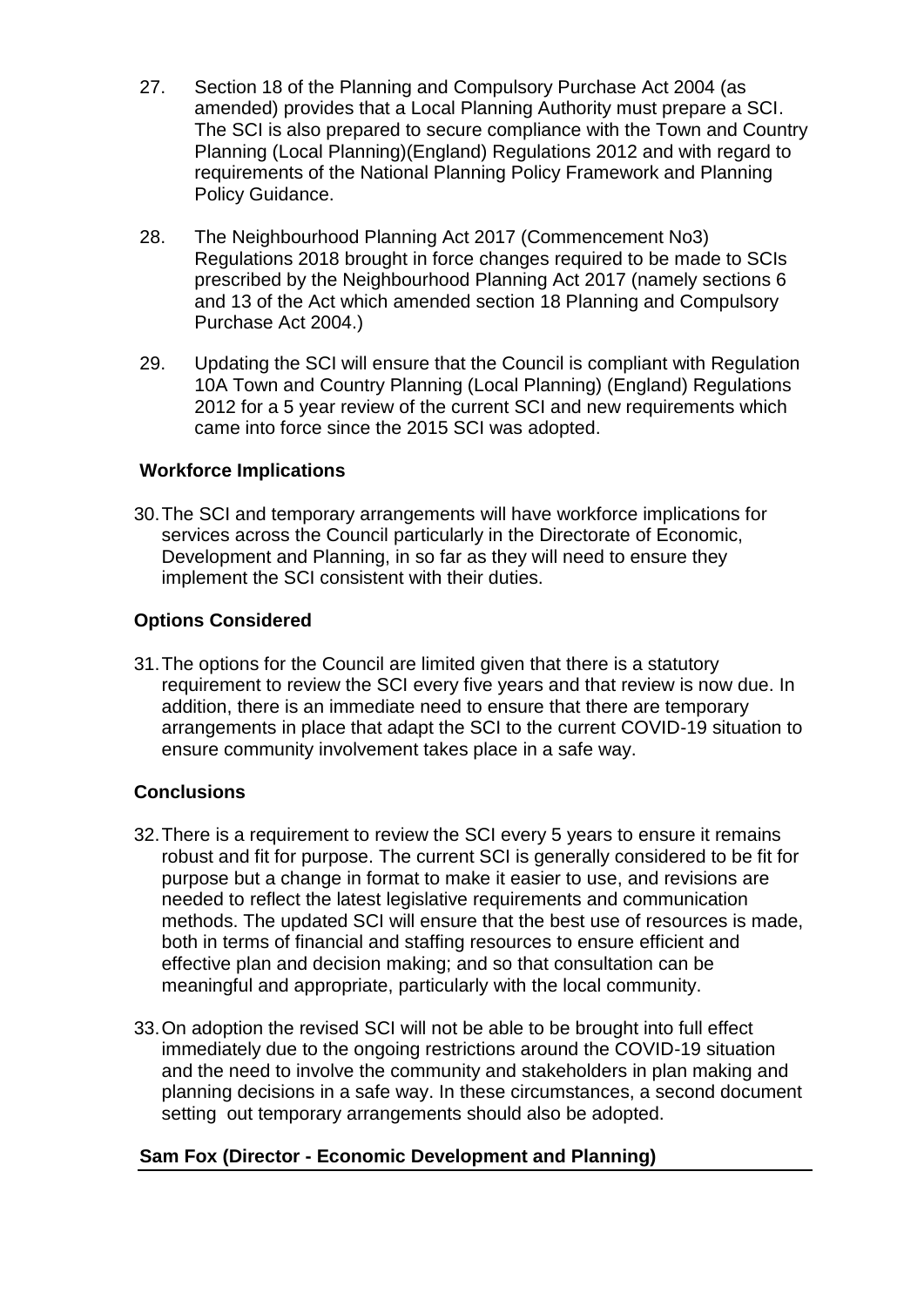27. Section 18 of the Planning and Compulsory Purchase Act 2004 (as amended) provides that a Local Planning Authority must prepare a SCI. The SCI is also prepared to secure compliance with the Town and Country Planning (Local Planning)(England) Regulations 2012 and with regard to requirements of the National Planning Policy Framework and Planning Policy Guidance.

28. The Neighbourhood Planning Act 2017 (Commencement No3) Regulations 2018 brought in force changes required to be made to SCIs prescribed by the Neighbourhood Planning Act 2017 (namely sections 6 and 13 of the Act which amended section 18 Planning and Compulsory Purchase Act 2004.)

29. Updating the SCI will ensure that the Council is compliant with Regulation 10A Town and Country Planning (Local Planning) (England) Regulations 2012 for a 5 year review of the current SCI and new requirements which came into force since the 2015 SCI was adopted.

**Workforce Implications**

30. The SCI and temporary arrangements will have workforce implications for services across the Council particularly in the Directorate of Economic, Development and Planning, in so far as they will need to ensure they implement the SCI consistent with their duties.

**Options Considered**

31. The options for the Council are limited given that there is a statutory requirement to review the SCI every five years and that review is now due. In addition, there is an immediate need to ensure that there are temporary arrangements in place that adapt the SCI to the current COVID-19 situation to ensure community involvement takes place in a safe way.

**Conclusions**

32. There is a requirement to review the SCI every 5 years to ensure it remains robust and fit for purpose. The current SCI is generally considered to be fit for purpose but a change in format to make it easier to use, and revisions are needed to reflect the latest legislative requirements and communication methods. The updated SCI will ensure that the best use of resources is made, both in terms of financial and staffing resources to ensure efficient and effective plan and decision making; and so that consultation can be meaningful and appropriate, particularly with the local community.

33. On adoption the revised SCI will not be able to be brought into full effect immediately due to the ongoing restrictions around the COVID-19 situation and the need to involve the community and stakeholders in plan making and planning decisions in a safe way. In these circumstances, a second document setting out temporary arrangements should also be adopted.

**Sam Fox (Director - Economic Development and Planning)**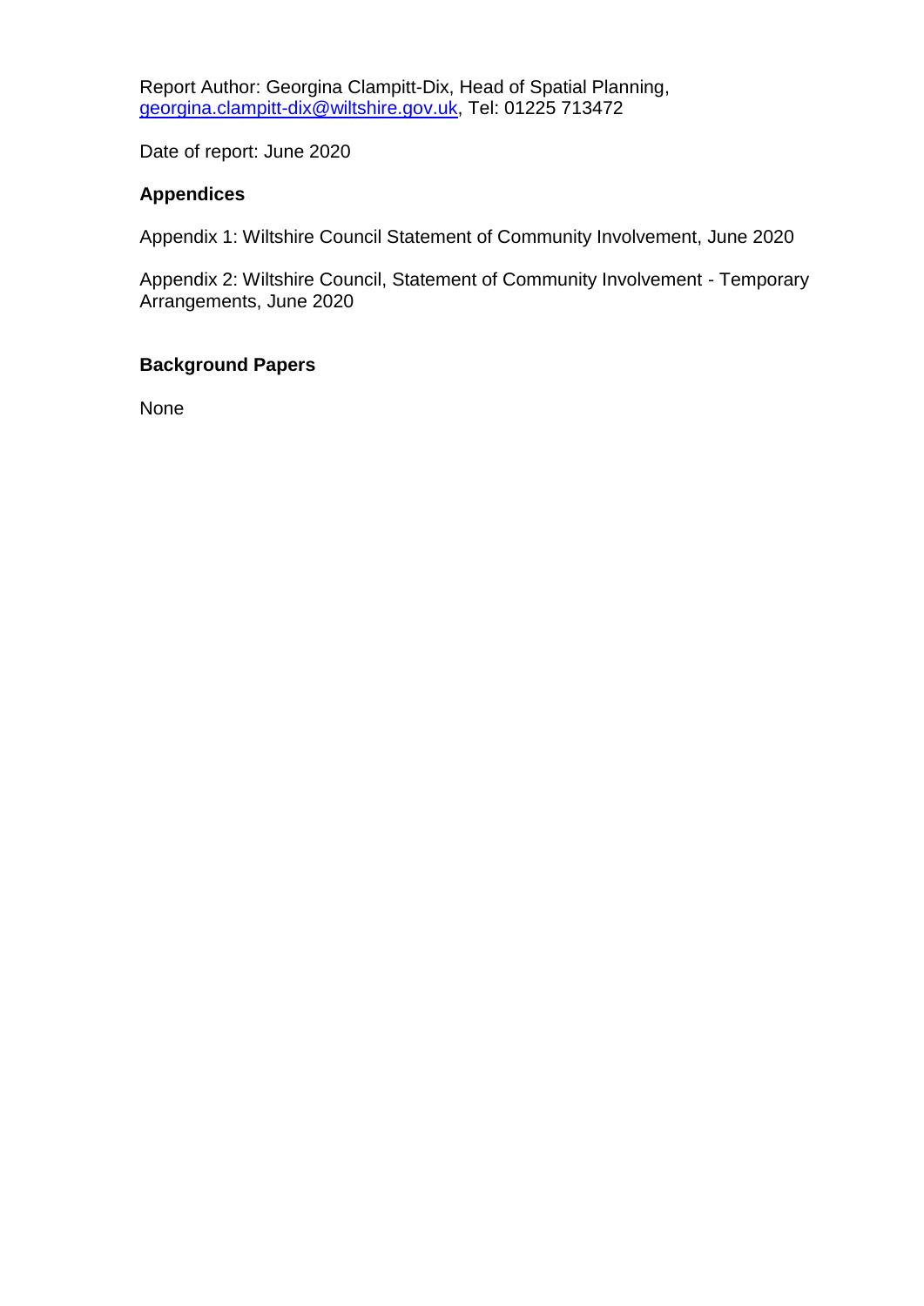Report Author: Georgina Clampitt-Dix, Head of Spatial Planning, georgina.clampitt-dix@wiltshire.gov.uk, Tel: 01225 713472

Date of report: June 2020

## Appendices

Appendix 1: Wiltshire Council Statement of Community Involvement, June 2020

Appendix 2: Wiltshire Council, Statement of Community Involvement - Temporary Arrangements, June 2020

## Background Papers

None